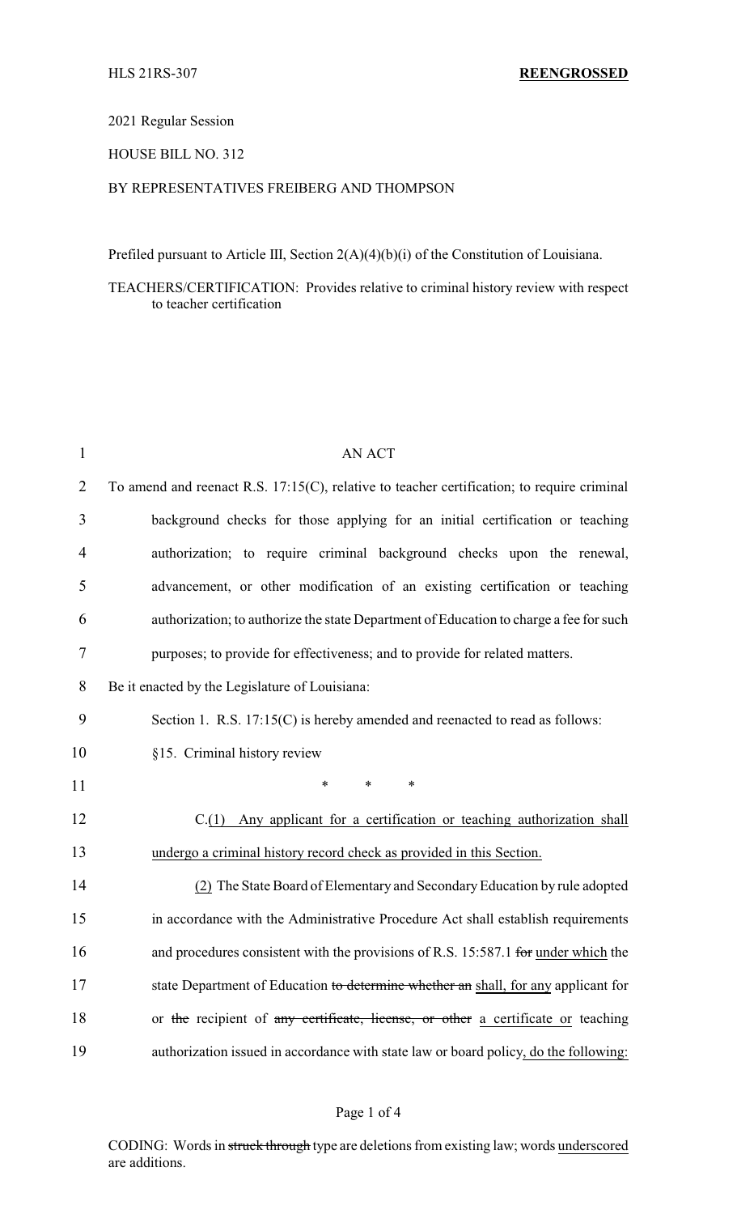HLS 21RS-307 **REENGROSSED**

2021 Regular Session

HOUSE BILL NO. 312

BY REPRESENTATIVES FREIBERG AND THOMPSON

Prefiled pursuant to Article III, Section 2(A)(4)(b)(i) of the Constitution of Louisiana.

TEACHERS/CERTIFICATION: Provides relative to criminal history review with respect to teacher certification

AN ACT

To amend and reenact R.S. 17:15(C), relative to teacher certification; to require criminal background checks for those applying for an initial certification or teaching authorization; to require criminal background checks upon the renewal, advancement, or other modification of an existing certification or teaching authorization; to authorize the state Department of Education to charge a fee for such purposes; to provide for effectiveness; and to provide for related matters.

Be it enacted by the Legislature of Louisiana:

Section 1. R.S. 17:15(C) is hereby amended and reenacted to read as follows:

§15. Criminal history review

\* \* \*

C.(1) Any applicant for a certification or teaching authorization shall undergo a criminal history record check as provided in this Section.

(2) The State Board of Elementary and Secondary Education by rule adopted in accordance with the Administrative Procedure Act shall establish requirements and procedures consistent with the provisions of R.S. 15:587.1 ~~for~~ under which the state Department of Education ~~to determine whether an~~ shall, for any applicant for or ~~the~~ recipient of ~~any certificate, license, or other~~ a certificate or teaching authorization issued in accordance with state law or board policy, do the following:

CODING: Words in ~~struck through~~ type are deletions from existing law; words underscored are additions.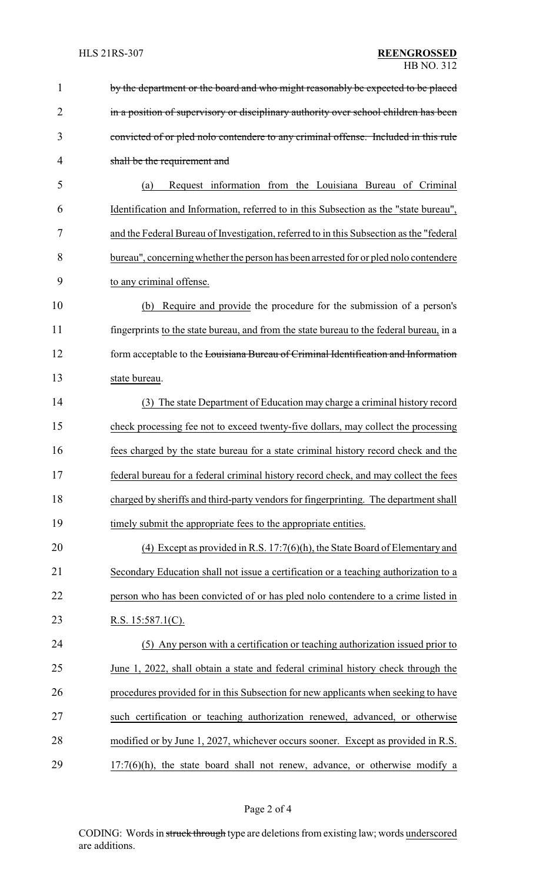~~by the department or the board and who might reasonably be expected to be placed in a position of supervisory or disciplinary authority over school children has been convicted of or pled nolo contendere to any criminal offense. Included in this rule shall be the requirement and~~

(a) Request information from the Louisiana Bureau of Criminal Identification and Information, referred to in this Subsection as the "state bureau", and the Federal Bureau of Investigation, referred to in this Subsection as the "federal bureau", concerning whether the person has been arrested for or pled nolo contendere to any criminal offense.

(b) Require and provide the procedure for the submission of a person's fingerprints to the state bureau, and from the state bureau to the federal bureau, in a form acceptable to the ~~Louisiana Bureau of Criminal Identification and Information~~ state bureau.

(3) The state Department of Education may charge a criminal history record check processing fee not to exceed twenty-five dollars, may collect the processing fees charged by the state bureau for a state criminal history record check and the federal bureau for a federal criminal history record check, and may collect the fees charged by sheriffs and third-party vendors for fingerprinting. The department shall timely submit the appropriate fees to the appropriate entities.

(4) Except as provided in R.S. 17:7(6)(h), the State Board of Elementary and Secondary Education shall not issue a certification or a teaching authorization to a person who has been convicted of or has pled nolo contendere to a crime listed in R.S. 15:587.1(C).

(5) Any person with a certification or teaching authorization issued prior to June 1, 2022, shall obtain a state and federal criminal history check through the procedures provided for in this Subsection for new applicants when seeking to have such certification or teaching authorization renewed, advanced, or otherwise modified or by June 1, 2027, whichever occurs sooner. Except as provided in R.S. 17:7(6)(h), the state board shall not renew, advance, or otherwise modify a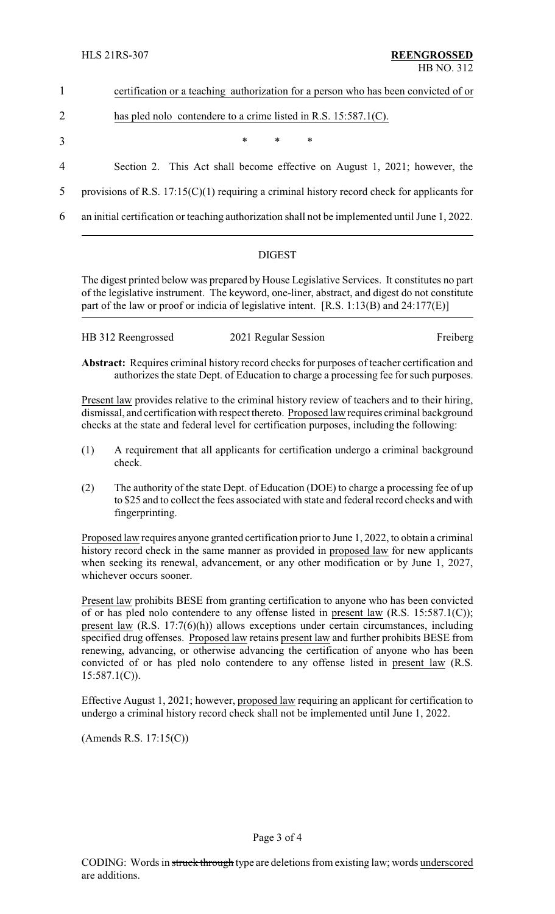1 certification or a teaching authorization for a person who has been convicted of or

2 has pled nolo contendere to a crime listed in R.S. 15:587.1(C).

3 \* \* \*

4 Section 2. This Act shall become effective on August 1, 2021; however, the

5 provisions of R.S. 17:15(C)(1) requiring a criminal history record check for applicants for

6 an initial certification or teaching authorization shall not be implemented until June 1, 2022.

## DIGEST

The digest printed below was prepared by House Legislative Services. It constitutes no part of the legislative instrument. The keyword, one-liner, abstract, and digest do not constitute part of the law or proof or indicia of legislative intent. [R.S. 1:13(B) and 24:177(E)]

HB 312 Reengrossed — 2021 Regular Session — Freiberg

**Abstract:** Requires criminal history record checks for purposes of teacher certification and authorizes the state Dept. of Education to charge a processing fee for such purposes.

Present law provides relative to the criminal history review of teachers and to their hiring, dismissal, and certification with respect thereto. Proposed law requires criminal background checks at the state and federal level for certification purposes, including the following:

(1) A requirement that all applicants for certification undergo a criminal background check.

(2) The authority of the state Dept. of Education (DOE) to charge a processing fee of up to $25 and to collect the fees associated with state and federal record checks and with fingerprinting.

Proposed law requires anyone granted certification prior to June 1, 2022, to obtain a criminal history record check in the same manner as provided in proposed law for new applicants when seeking its renewal, advancement, or any other modification or by June 1, 2027, whichever occurs sooner.

Present law prohibits BESE from granting certification to anyone who has been convicted of or has pled nolo contendere to any offense listed in present law (R.S. 15:587.1(C)); present law (R.S. 17:7(6)(h)) allows exceptions under certain circumstances, including specified drug offenses. Proposed law retains present law and further prohibits BESE from renewing, advancing, or otherwise advancing the certification of anyone who has been convicted of or has pled nolo contendere to any offense listed in present law (R.S. 15:587.1(C)).

Effective August 1, 2021; however, proposed law requiring an applicant for certification to undergo a criminal history record check shall not be implemented until June 1, 2022.

(Amends R.S. 17:15(C))

CODING: Words in ~~struck through~~ type are deletions from existing law; words underscored are additions.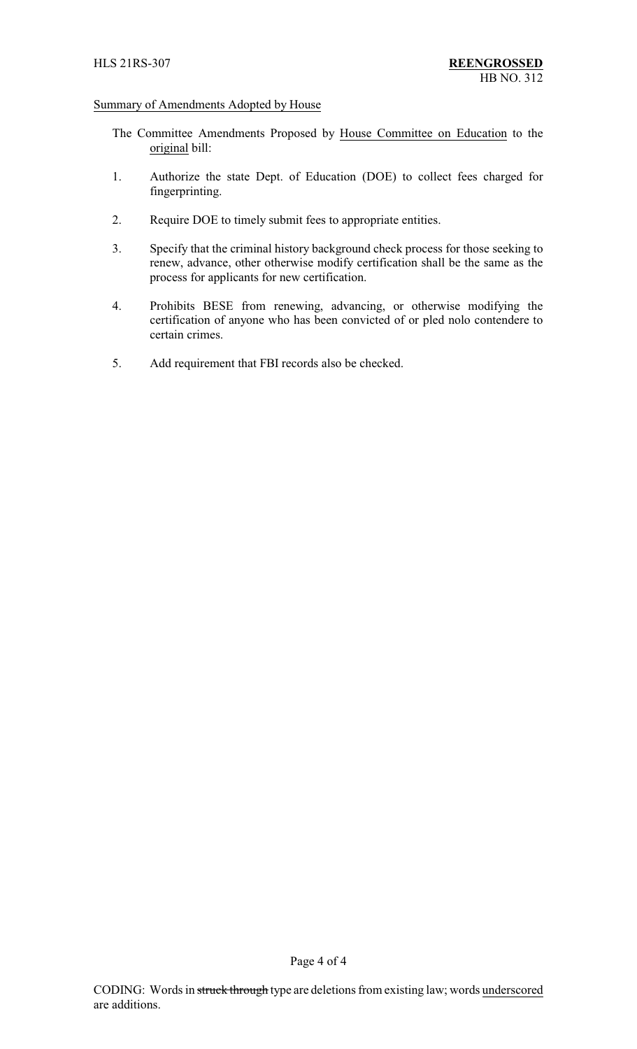Summary of Amendments Adopted by House

The Committee Amendments Proposed by House Committee on Education to the original bill:

1. Authorize the state Dept. of Education (DOE) to collect fees charged for fingerprinting.

2. Require DOE to timely submit fees to appropriate entities.

3. Specify that the criminal history background check process for those seeking to renew, advance, other otherwise modify certification shall be the same as the process for applicants for new certification.

4. Prohibits BESE from renewing, advancing, or otherwise modifying the certification of anyone who has been convicted of or pled nolo contendere to certain crimes.

5. Add requirement that FBI records also be checked.

CODING: Words in ~~struck through~~ type are deletions from existing law; words underscored are additions.